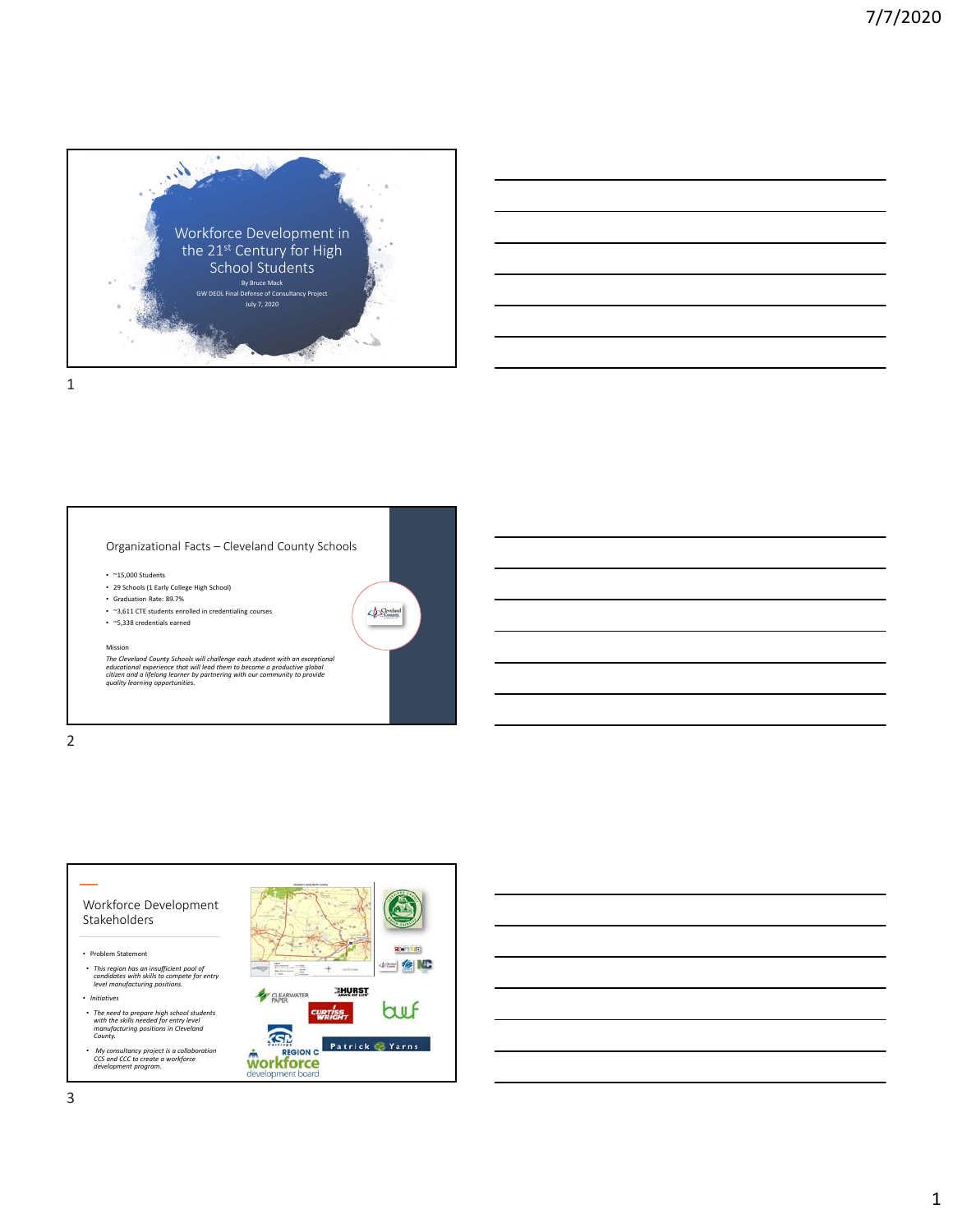# Workforce Development in the 21st Century for High School Students

By Bruce Mack

GW DEOL Final Defense of Consultancy Project

July 7, 2020

## Organizational Facts – Cleveland County Schools

- ~15,000 Students
- 29 Schools (1 Early College High School)
- Graduation Rate: 89.7%
- ~3,611 CTE students enrolled in credentialing courses
- ~5,338 credentials earned

Mission

*The Cleveland County Schools will challenge each student with an exceptional educational experience that will lead them to become a productive global citizen and a lifelong learner by partnering with our community to provide quality learning opportunities.*

## Workforce Development Stakeholders

- Problem Statement
  - *This region has an insufficient pool of candidates with skills to compete for entry level manufacturing positions.*
- *Initiatives*
  - *The need to prepare high school students with the skills needed for entry level manufacturing positions in Cleveland County.*
  - *My consultancy project is a collaboration CCS and CCC to create a workforce development program.*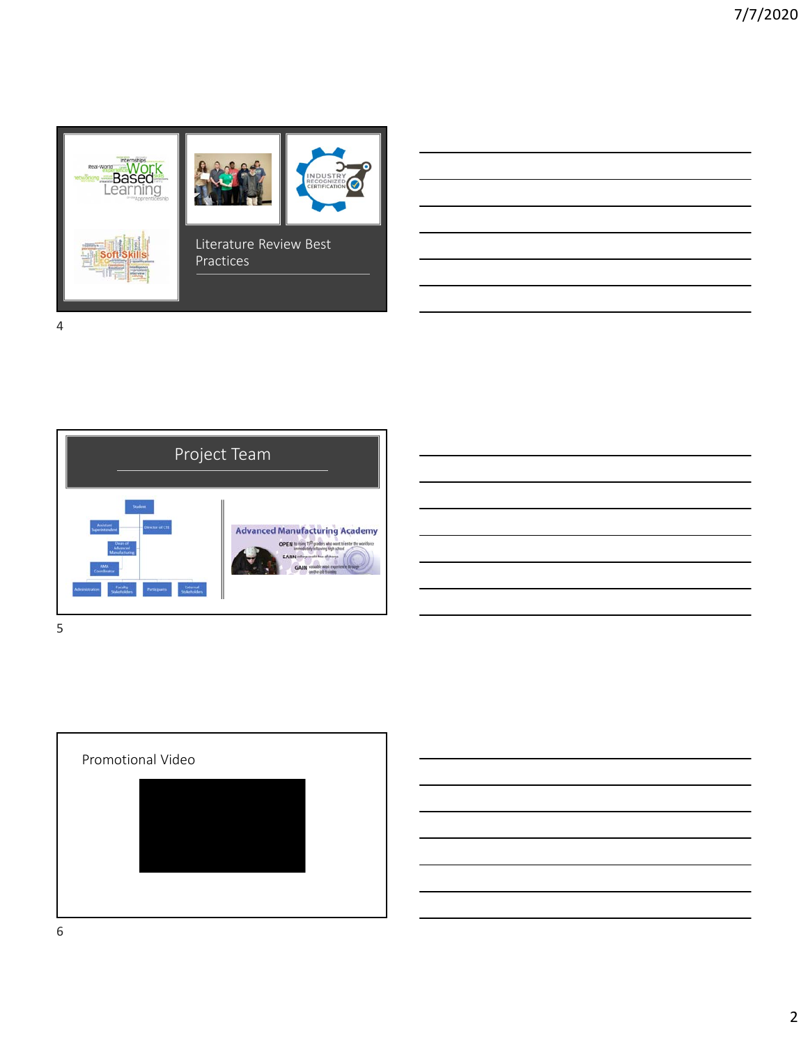Literature Review Best Practices

Project Team

Promotional Video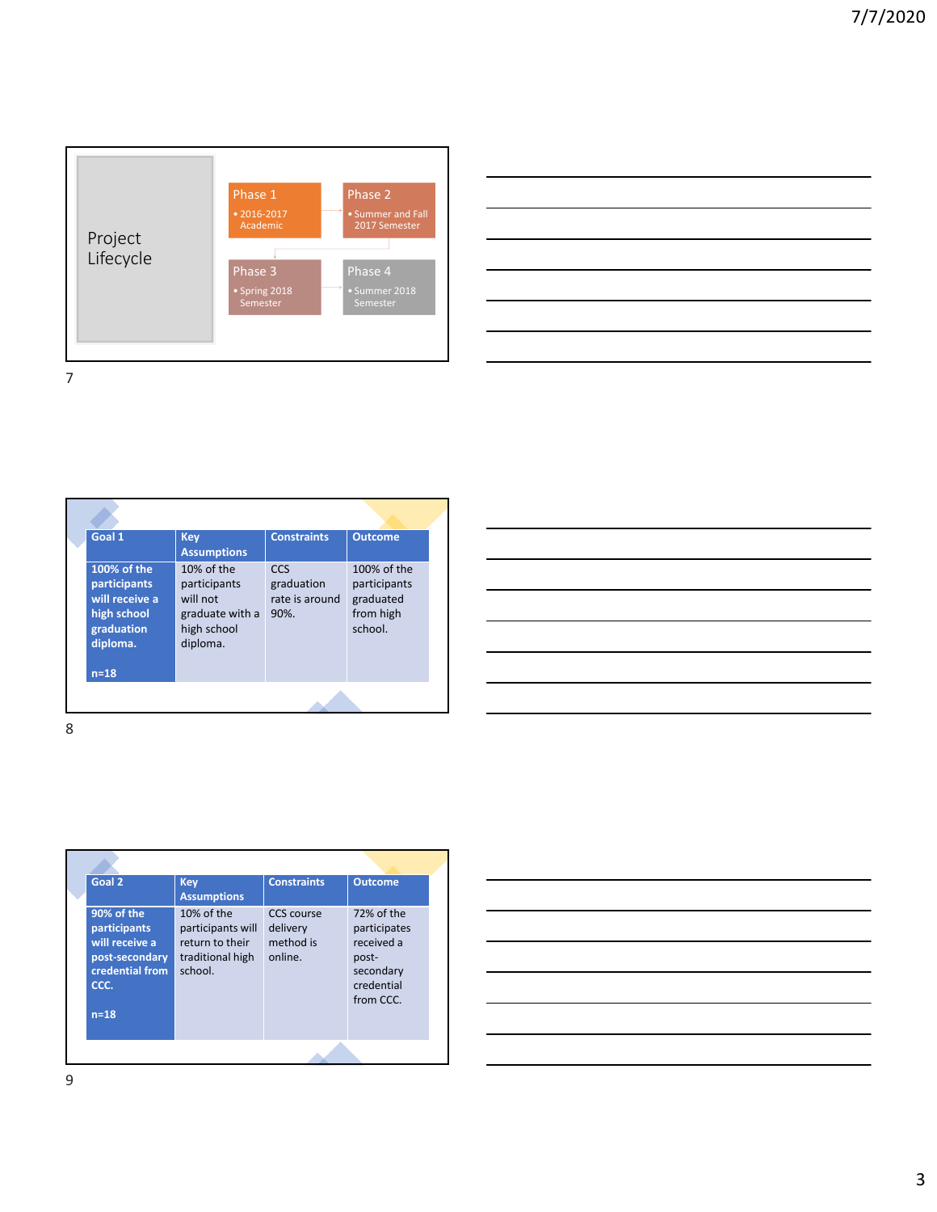## Project Lifecycle

- **Phase 1**
  - 2016-2017 Academic
- **Phase 2**
  - Summer and Fall 2017 Semester
- **Phase 3**
  - Spring 2018 Semester
- **Phase 4**
  - Summer 2018 Semester

| Goal 1 | Key Assumptions | Constraints | Outcome |
|---|---|---|---|
| **100% of the participants will receive a high school graduation diploma.**<br><br>**n=18** | 10% of the participants will not graduate with a high school diploma. | CCS graduation rate is around 90%. | 100% of the participants graduated from high school. |

| Goal 2 | Key Assumptions | Constraints | Outcome |
|---|---|---|---|
| **90% of the participants will receive a post-secondary credential from CCC.**<br><br>**n=18** | 10% of the participants will return to their traditional high school. | CCS course delivery method is online. | 72% of the participates received a post-secondary credential from CCC. |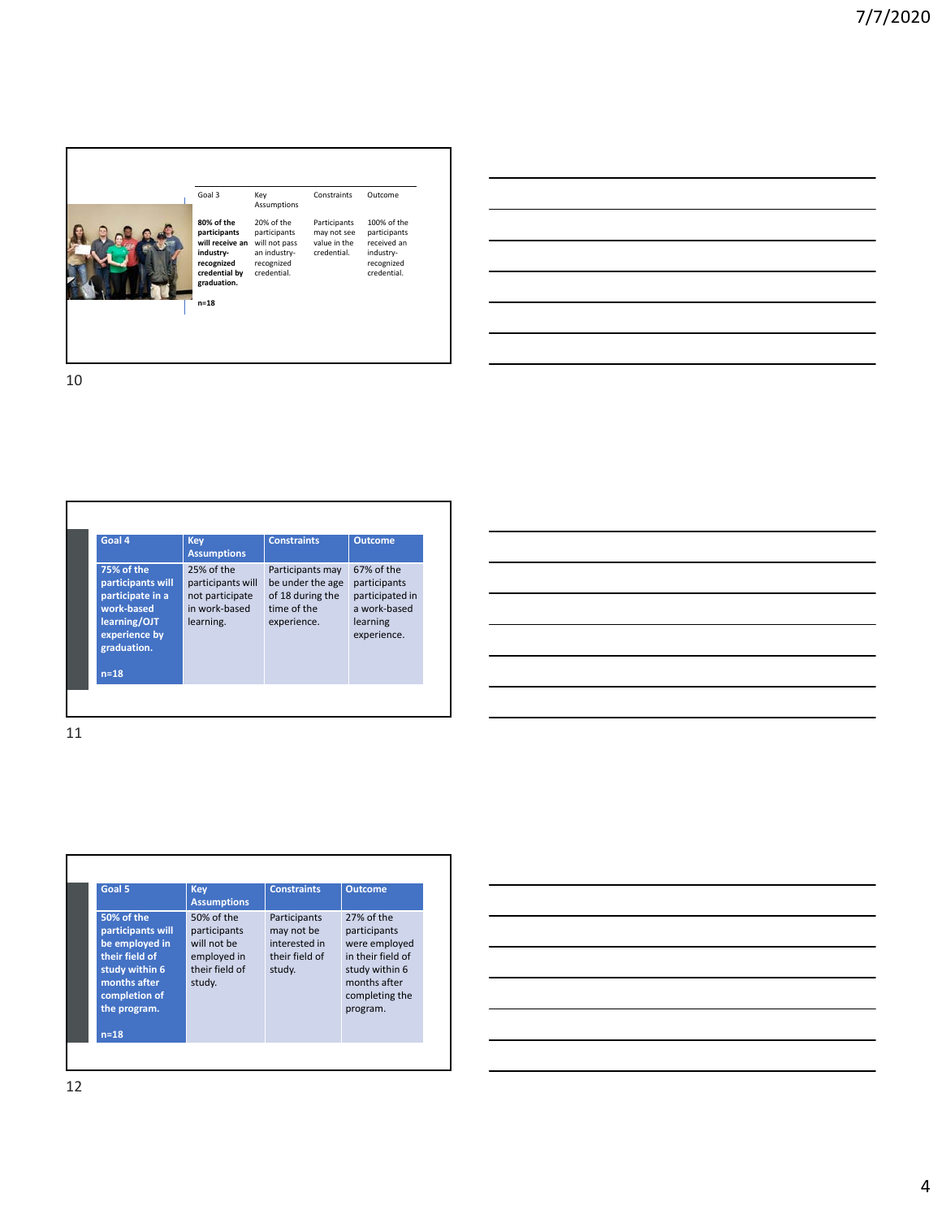| Goal 3 | Key Assumptions | Constraints | Outcome |
| --- | --- | --- | --- |
| **80% of the participants will receive an industry-recognized credential by graduation.**<br><br>**n=18** | 20% of the participants will not pass an industry-recognized credential. | Participants may not see value in the credential. | 100% of the participants received an industry-recognized credential. |

| Goal 4 | Key Assumptions | Constraints | Outcome |
| --- | --- | --- | --- |
| **75% of the participants will participate in a work-based learning/OJT experience by graduation.**<br><br>**n=18** | 25% of the participants will not participate in work-based learning. | Participants may be under the age of 18 during the time of the experience. | 67% of the participants participated in a work-based learning experience. |

| Goal 5 | Key Assumptions | Constraints | Outcome |
| --- | --- | --- | --- |
| **50% of the participants will be employed in their field of study within 6 months after completion of the program.**<br><br>**n=18** | 50% of the participants will not be employed in their field of study. | Participants may not be interested in their field of study. | 27% of the participants were employed in their field of study within 6 months after completing the program. |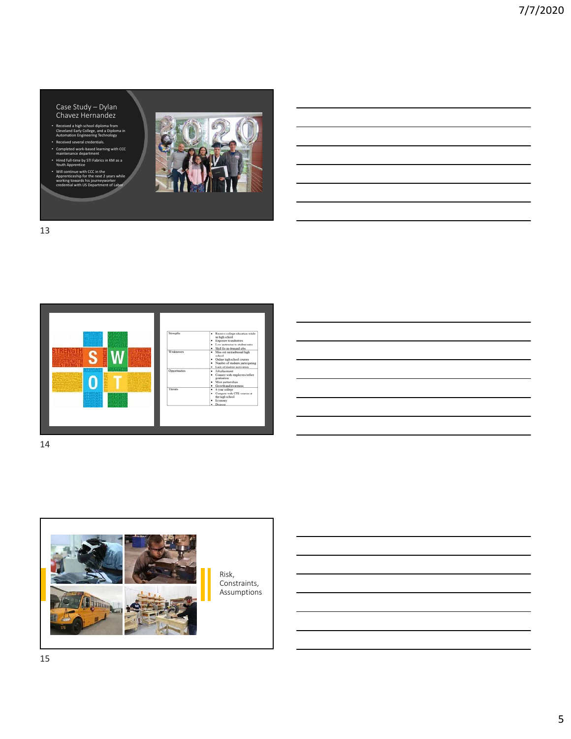## Case Study – Dylan Chavez Hernandez

- Received a high school diploma from Cleveland Early College, and a Diploma in Automation Engineering Technology
- Received several credentials.
- Completed work-based learning with CCC maintenance department
- Hired full-time by STI Fabrics in KM as a Youth Apprentice
- Will continue with CCC in the Apprenticeship for the next 2 years while working towards his journeyworker credential with US Department of Labor

| | |
|---|---|
| Strengths | • Receive college education while in high school<br>• Exposure to industries<br>• Low instructor to student ratio<br>• Skill for in-demand jobs |
| Weaknesses | • Miss out on traditional high school<br>• Online high school courses<br>• Number of students participating<br>• Lack of student motivation |
| Opportunities | • Job placement<br>• Connect with employers before graduation<br>• More partnerships<br>• Growth and awareness |
| Threats | • 4-year college<br>• Compete with CTE courses at the high school<br>• Economy<br>• Disease |

Risk, Constraints, Assumptions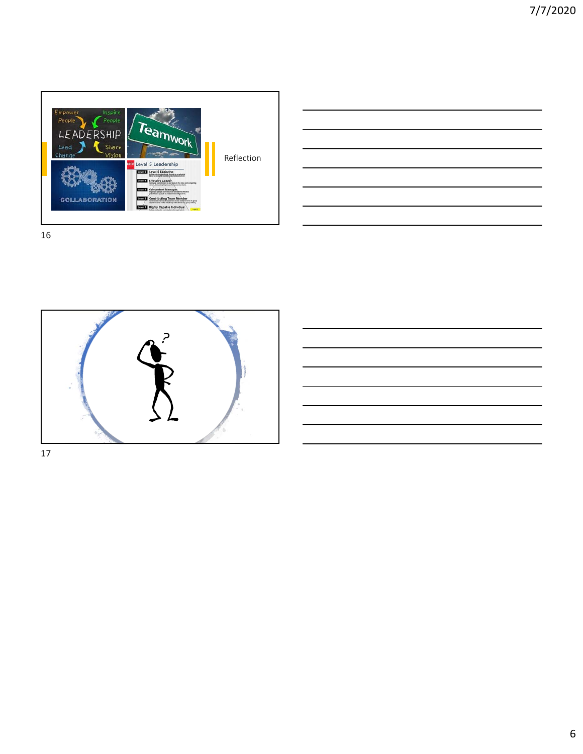Reflection